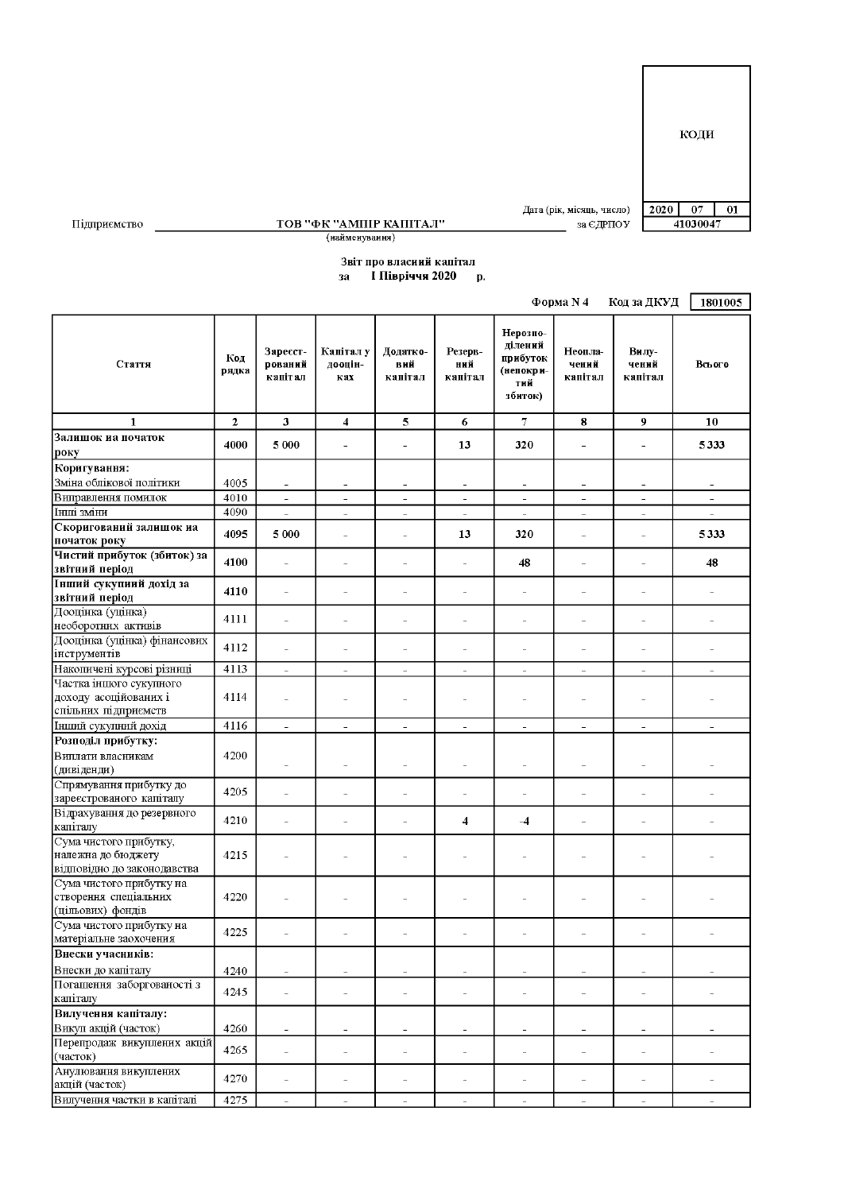| | КОДИ | | |
|---|---|---|---|
| Дата (рік, місяць, число) | 2020 | 07 | 01 |
| за ЄДРПОУ | 41030047 | | |

Підприємство ТОВ "ФК "АМПІР КАПІТАЛ"
(найменування)

**Звіт про власний капітал**
**за І Півріччя 2020 р.**

Форма N 4 Код за ДКУД 1801005

| Стаття | Код рядка | Зареєстрований капітал | Капітал у дооцінках | Додатковий капітал | Резервний капітал | Нерозподілений прибуток (непокритий збиток) | Неоплачений капітал | Вилучений капітал | Всього |
|---|---|---|---|---|---|---|---|---|---|
| 1 | 2 | 3 | 4 | 5 | 6 | 7 | 8 | 9 | 10 |
| **Залишок на початок року** | 4000 | 5 000 | - | - | 13 | 320 | - | - | 5 333 |
| **Коригування:** Зміна облікової політики | 4005 | - | - | - | - | - | - | - | - |
| Виправлення помилок | 4010 | - | - | - | - | - | - | - | - |
| Інші зміни | 4090 | - | - | - | - | - | - | - | - |
| **Скоригований залишок на початок року** | 4095 | 5 000 | - | - | 13 | 320 | - | - | 5 333 |
| **Чистий прибуток (збиток) за звітний період** | 4100 | - | - | - | - | 48 | - | - | 48 |
| **Інший сукупний дохід за звітний період** | 4110 | - | - | - | - | - | - | - | - |
| Дооцінка (уцінка) необоротних активів | 4111 | - | - | - | - | - | - | - | - |
| Дооцінка (уцінка) фінансових інструментів | 4112 | - | - | - | - | - | - | - | - |
| Накопичені курсові різниці | 4113 | - | - | - | - | - | - | - | - |
| Частка іншого сукупного доходу асоційованих і спільних підприємств | 4114 | - | - | - | - | - | - | - | - |
| Інший сукупний дохід | 4116 | - | - | - | - | - | - | - | - |
| **Розподіл прибутку:** Виплати власникам (дивіденди) | 4200 | - | - | - | - | - | - | - | - |
| Спрямування прибутку до зареєстрованого капіталу | 4205 | - | - | - | - | - | - | - | - |
| Відрахування до резервного капіталу | 4210 | - | - | - | 4 | -4 | - | - | - |
| Сума чистого прибутку, належна до бюджету відповідно до законодавства | 4215 | - | - | - | - | - | - | - | - |
| Сума чистого прибутку на створення спеціальних (цільових) фондів | 4220 | - | - | - | - | - | - | - | - |
| Сума чистого прибутку на матеріальне заохочення | 4225 | - | - | - | - | - | - | - | - |
| **Внески учасників:** Внески до капіталу | 4240 | - | - | - | - | - | - | - | - |
| Погашення заборгованості з капіталу | 4245 | - | - | - | - | - | - | - | - |
| **Вилучення капіталу:** Викуп акцій (часток) | 4260 | - | - | - | - | - | - | - | - |
| Перепродаж викуплених акцій (часток) | 4265 | - | - | - | - | - | - | - | - |
| Анулювання викуплених акцій (часток) | 4270 | - | - | - | - | - | - | - | - |
| Вилучення частки в капіталі | 4275 | - | - | - | - | - | - | - | - |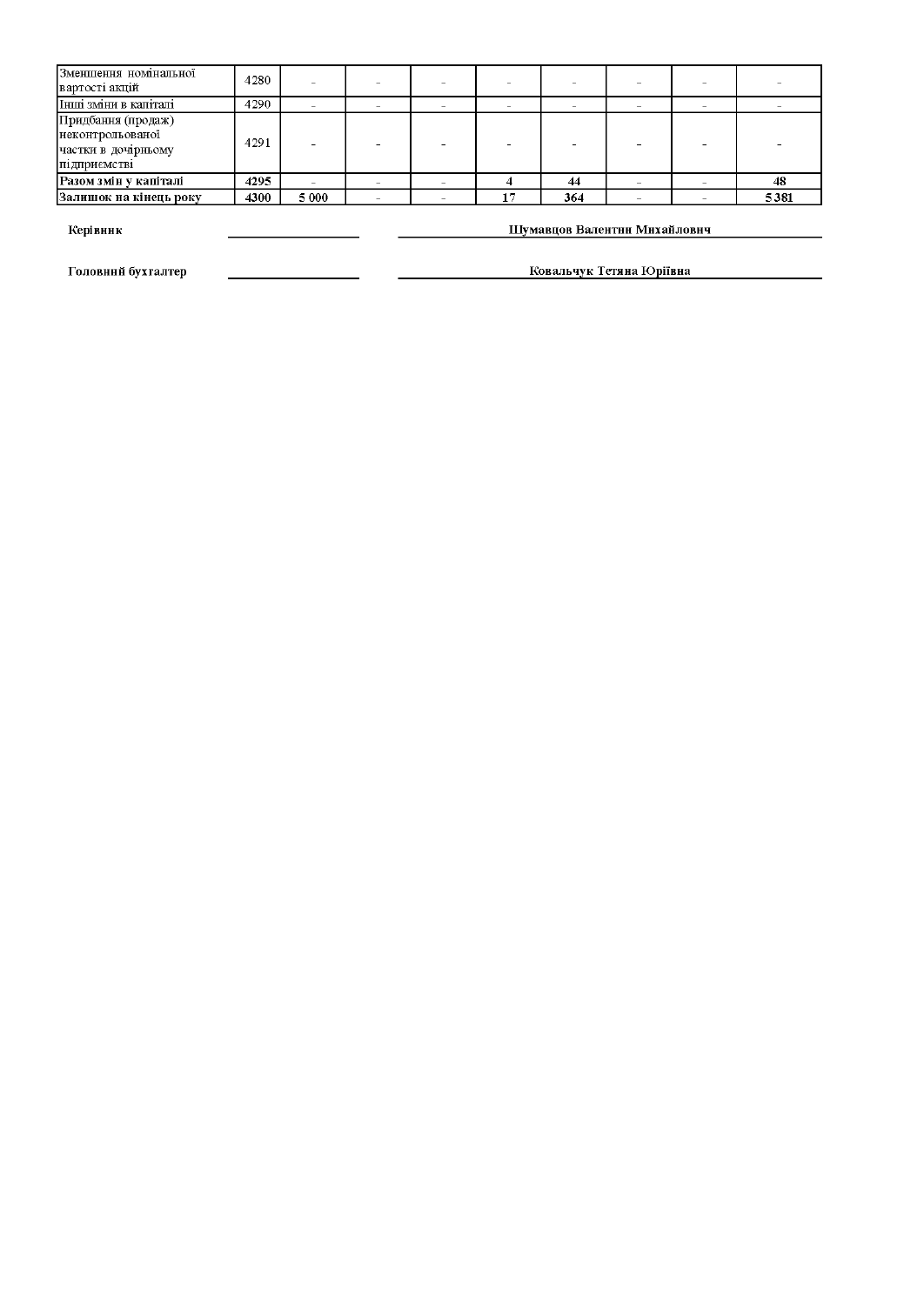| | | | | | | | | | |
|---|---|---|---|---|---|---|---|---|---|
| Зменшення номінальної вартості акцій | 4280 | - | - | - | - | - | - | - | - |
| Інші зміни в капіталі | 4290 | - | - | - | - | - | - | - | - |
| Придбання (продаж) неконтрольованої частки в дочірньому підприємстві | 4291 | - | - | - | - | - | - | - | - |
| **Разом змін у капіталі** | **4295** | - | - | - | **4** | **44** | - | - | **48** |
| **Залишок на кінець року** | **4300** | **5 000** | - | - | **17** | **364** | - | - | **5 381** |

**Керівник** _______________ **Шумавцов Валентин Михайлович**

**Головний бухгалтер** _______________ **Ковальчук Тетяна Юріївна**